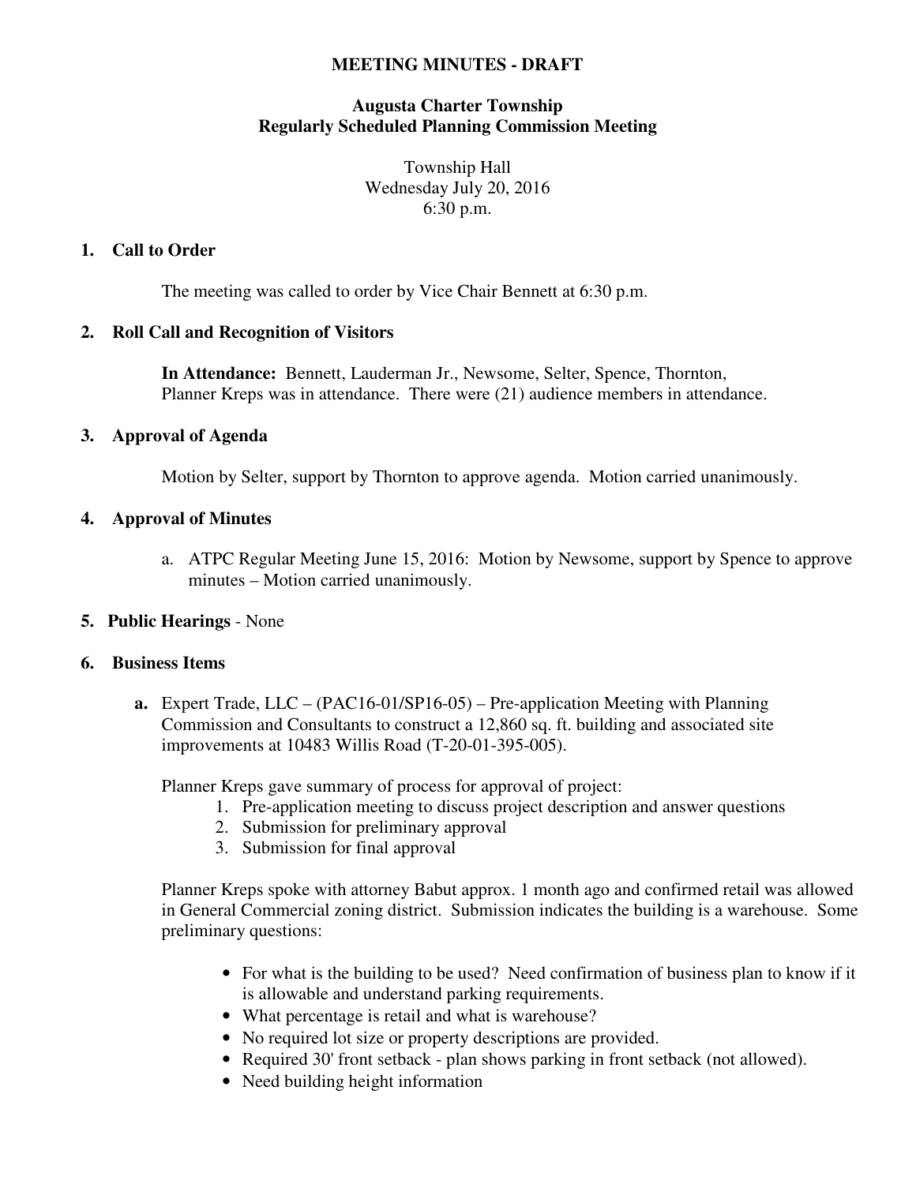# MEETING MINUTES - DRAFT

## Augusta Charter Township
## Regularly Scheduled Planning Commission Meeting

Township Hall
Wednesday July 20, 2016
6:30 p.m.

### 1. Call to Order

The meeting was called to order by Vice Chair Bennett at 6:30 p.m.

### 2. Roll Call and Recognition of Visitors

**In Attendance:** Bennett, Lauderman Jr., Newsome, Selter, Spence, Thornton, Planner Kreps was in attendance. There were (21) audience members in attendance.

### 3. Approval of Agenda

Motion by Selter, support by Thornton to approve agenda. Motion carried unanimously.

### 4. Approval of Minutes

a. ATPC Regular Meeting June 15, 2016: Motion by Newsome, support by Spence to approve minutes – Motion carried unanimously.

### 5. Public Hearings - None

### 6. Business Items

**a.** Expert Trade, LLC – (PAC16-01/SP16-05) – Pre-application Meeting with Planning Commission and Consultants to construct a 12,860 sq. ft. building and associated site improvements at 10483 Willis Road (T-20-01-395-005).

Planner Kreps gave summary of process for approval of project:

1. Pre-application meeting to discuss project description and answer questions
2. Submission for preliminary approval
3. Submission for final approval

Planner Kreps spoke with attorney Babut approx. 1 month ago and confirmed retail was allowed in General Commercial zoning district. Submission indicates the building is a warehouse. Some preliminary questions:

- For what is the building to be used? Need confirmation of business plan to know if it is allowable and understand parking requirements.
- What percentage is retail and what is warehouse?
- No required lot size or property descriptions are provided.
- Required 30' front setback - plan shows parking in front setback (not allowed).
- Need building height information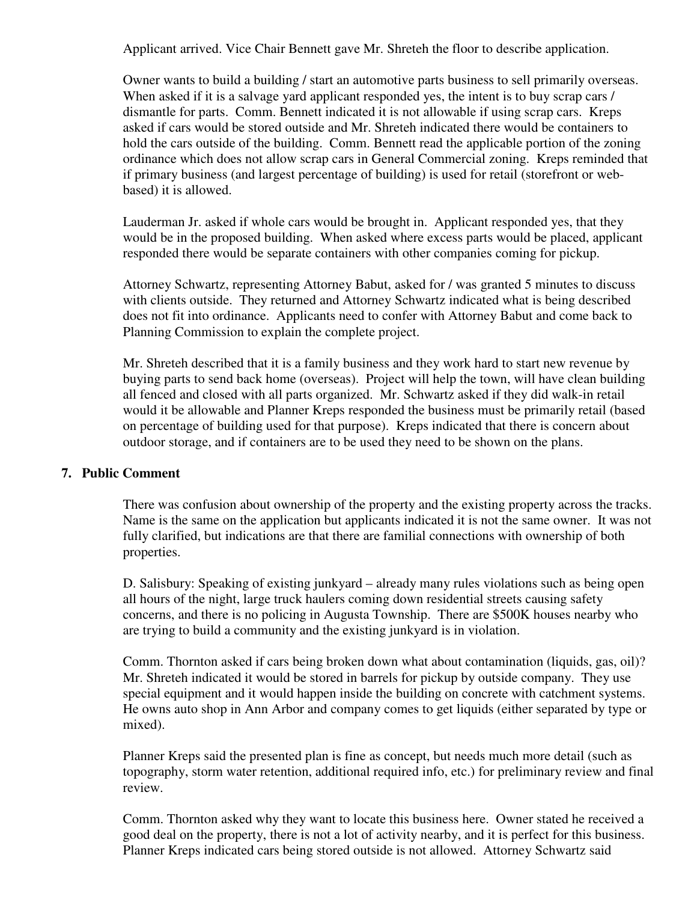Applicant arrived. Vice Chair Bennett gave Mr. Shreteh the floor to describe application.

Owner wants to build a building / start an automotive parts business to sell primarily overseas. When asked if it is a salvage yard applicant responded yes, the intent is to buy scrap cars / dismantle for parts. Comm. Bennett indicated it is not allowable if using scrap cars. Kreps asked if cars would be stored outside and Mr. Shreteh indicated there would be containers to hold the cars outside of the building. Comm. Bennett read the applicable portion of the zoning ordinance which does not allow scrap cars in General Commercial zoning. Kreps reminded that if primary business (and largest percentage of building) is used for retail (storefront or web-based) it is allowed.

Lauderman Jr. asked if whole cars would be brought in. Applicant responded yes, that they would be in the proposed building. When asked where excess parts would be placed, applicant responded there would be separate containers with other companies coming for pickup.

Attorney Schwartz, representing Attorney Babut, asked for / was granted 5 minutes to discuss with clients outside. They returned and Attorney Schwartz indicated what is being described does not fit into ordinance. Applicants need to confer with Attorney Babut and come back to Planning Commission to explain the complete project.

Mr. Shreteh described that it is a family business and they work hard to start new revenue by buying parts to send back home (overseas). Project will help the town, will have clean building all fenced and closed with all parts organized. Mr. Schwartz asked if they did walk-in retail would it be allowable and Planner Kreps responded the business must be primarily retail (based on percentage of building used for that purpose). Kreps indicated that there is concern about outdoor storage, and if containers are to be used they need to be shown on the plans.

## 7. Public Comment

There was confusion about ownership of the property and the existing property across the tracks. Name is the same on the application but applicants indicated it is not the same owner. It was not fully clarified, but indications are that there are familial connections with ownership of both properties.

D. Salisbury: Speaking of existing junkyard – already many rules violations such as being open all hours of the night, large truck haulers coming down residential streets causing safety concerns, and there is no policing in Augusta Township. There are $500K houses nearby who are trying to build a community and the existing junkyard is in violation.

Comm. Thornton asked if cars being broken down what about contamination (liquids, gas, oil)? Mr. Shreteh indicated it would be stored in barrels for pickup by outside company. They use special equipment and it would happen inside the building on concrete with catchment systems. He owns auto shop in Ann Arbor and company comes to get liquids (either separated by type or mixed).

Planner Kreps said the presented plan is fine as concept, but needs much more detail (such as topography, storm water retention, additional required info, etc.) for preliminary review and final review.

Comm. Thornton asked why they want to locate this business here. Owner stated he received a good deal on the property, there is not a lot of activity nearby, and it is perfect for this business. Planner Kreps indicated cars being stored outside is not allowed. Attorney Schwartz said